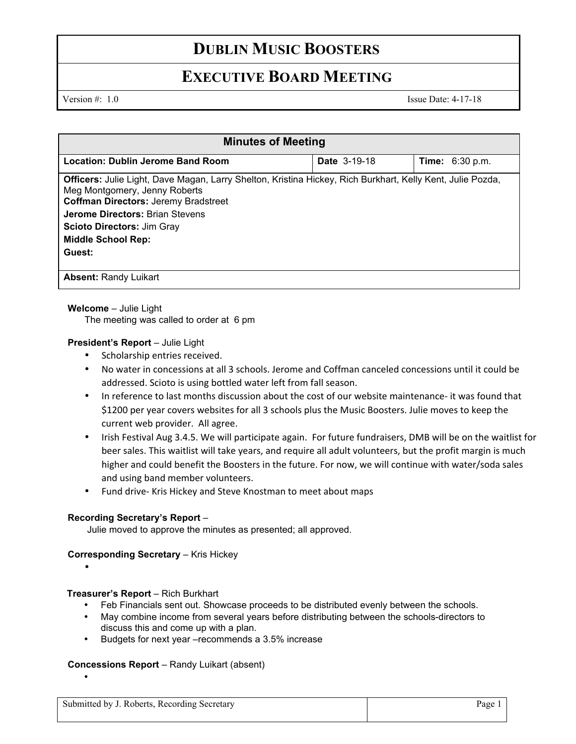# DUBLIN MUSIC BOOSTERS

## EXECUTIVE BOARD MEETING

Version #: 1.0 Issue Date: 4-17-18

| Minutes of Meeting | | |
|---|---|---|
| **Location: Dublin Jerome Band Room** | **Date** 3-19-18 | **Time:** 6:30 p.m. |
| **Officers:** Julie Light, Dave Magan, Larry Shelton, Kristina Hickey, Rich Burkhart, Kelly Kent, Julie Pozda, Meg Montgomery, Jenny Roberts<br>**Coffman Directors:** Jeremy Bradstreet<br>**Jerome Directors:** Brian Stevens<br>**Scioto Directors:** Jim Gray<br>**Middle School Rep:**<br>**Guest:** | | |
| **Absent:** Randy Luikart | | |

**Welcome** – Julie Light

The meeting was called to order at 6 pm

**President's Report** – Julie Light

- Scholarship entries received.
- No water in concessions at all 3 schools. Jerome and Coffman canceled concessions until it could be addressed. Scioto is using bottled water left from fall season.
- In reference to last months discussion about the cost of our website maintenance- it was found that $1200 per year covers websites for all 3 schools plus the Music Boosters. Julie moves to keep the current web provider. All agree.
- Irish Festival Aug 3.4.5. We will participate again. For future fundraisers, DMB will be on the waitlist for beer sales. This waitlist will take years, and require all adult volunteers, but the profit margin is much higher and could benefit the Boosters in the future. For now, we will continue with water/soda sales and using band member volunteers.
- Fund drive- Kris Hickey and Steve Knostman to meet about maps

**Recording Secretary's Report** –

Julie moved to approve the minutes as presented; all approved.

**Corresponding Secretary** – Kris Hickey

- 

**Treasurer's Report** – Rich Burkhart

- Feb Financials sent out. Showcase proceeds to be distributed evenly between the schools.
- May combine income from several years before distributing between the schools-directors to discuss this and come up with a plan.
- Budgets for next year –recommends a 3.5% increase

**Concessions Report** – Randy Luikart (absent)

- 

Submitted by J. Roberts, Recording Secretary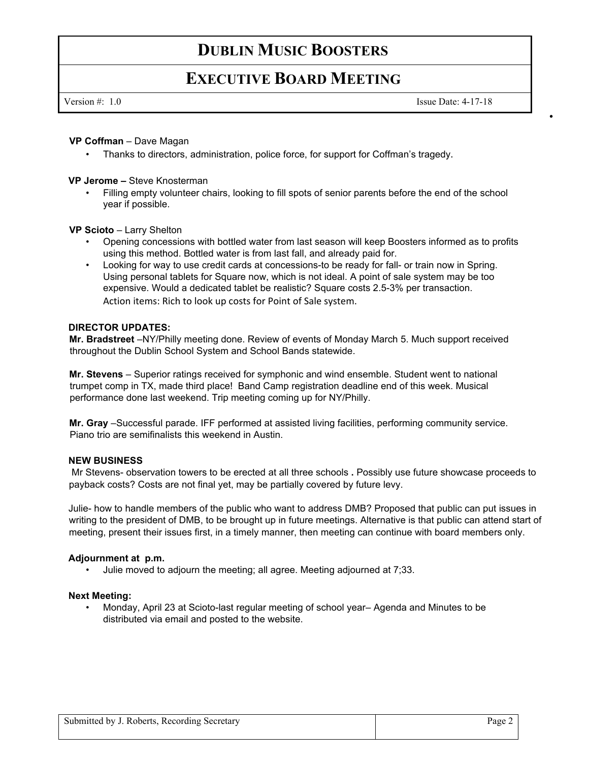# DUBLIN MUSIC BOOSTERS

## EXECUTIVE BOARD MEETING

Version #: 1.0 Issue Date: 4-17-18

**VP Coffman** – Dave Magan

- Thanks to directors, administration, police force, for support for Coffman's tragedy.

**VP Jerome –** Steve Knosterman

- Filling empty volunteer chairs, looking to fill spots of senior parents before the end of the school year if possible.

**VP Scioto** – Larry Shelton

- Opening concessions with bottled water from last season will keep Boosters informed as to profits using this method. Bottled water is from last fall, and already paid for.
- Looking for way to use credit cards at concessions-to be ready for fall- or train now in Spring. Using personal tablets for Square now, which is not ideal. A point of sale system may be too expensive. Would a dedicated tablet be realistic? Square costs 2.5-3% per transaction.
  Action items: Rich to look up costs for Point of Sale system.

**DIRECTOR UPDATES:**

**Mr. Bradstreet** –NY/Philly meeting done. Review of events of Monday March 5. Much support received throughout the Dublin School System and School Bands statewide.

**Mr. Stevens** – Superior ratings received for symphonic and wind ensemble. Student went to national trumpet comp in TX, made third place! Band Camp registration deadline end of this week. Musical performance done last weekend. Trip meeting coming up for NY/Philly.

**Mr. Gray** –Successful parade. IFF performed at assisted living facilities, performing community service. Piano trio are semifinalists this weekend in Austin.

**NEW BUSINESS**

Mr Stevens- observation towers to be erected at all three schools **.** Possibly use future showcase proceeds to payback costs? Costs are not final yet, may be partially covered by future levy.

Julie- how to handle members of the public who want to address DMB? Proposed that public can put issues in writing to the president of DMB, to be brought up in future meetings. Alternative is that public can attend start of meeting, present their issues first, in a timely manner, then meeting can continue with board members only.

**Adjournment at p.m.**

- Julie moved to adjourn the meeting; all agree. Meeting adjourned at 7;33.

**Next Meeting:**

- Monday, April 23 at Scioto-last regular meeting of school year– Agenda and Minutes to be distributed via email and posted to the website.

Submitted by J. Roberts, Recording Secretary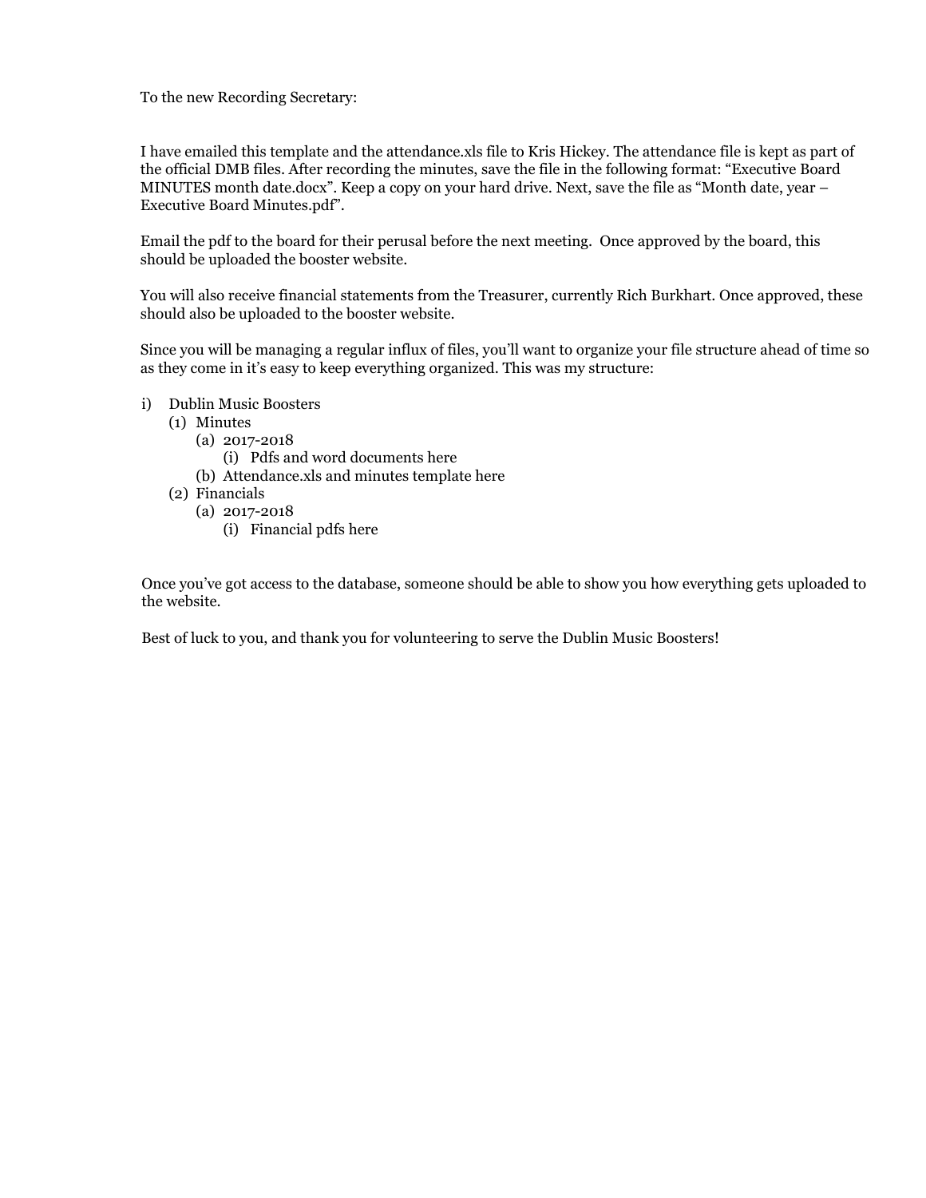To the new Recording Secretary:

I have emailed this template and the attendance.xls file to Kris Hickey. The attendance file is kept as part of the official DMB files. After recording the minutes, save the file in the following format: "Executive Board MINUTES month date.docx". Keep a copy on your hard drive. Next, save the file as "Month date, year – Executive Board Minutes.pdf".

Email the pdf to the board for their perusal before the next meeting. Once approved by the board, this should be uploaded the booster website.

You will also receive financial statements from the Treasurer, currently Rich Burkhart. Once approved, these should also be uploaded to the booster website.

Since you will be managing a regular influx of files, you'll want to organize your file structure ahead of time so as they come in it's easy to keep everything organized. This was my structure:

- i) Dublin Music Boosters
  - (1) Minutes
    - (a) 2017-2018
      - (i) Pdfs and word documents here
    - (b) Attendance.xls and minutes template here
  - (2) Financials
    - (a) 2017-2018
      - (i) Financial pdfs here

Once you've got access to the database, someone should be able to show you how everything gets uploaded to the website.

Best of luck to you, and thank you for volunteering to serve the Dublin Music Boosters!